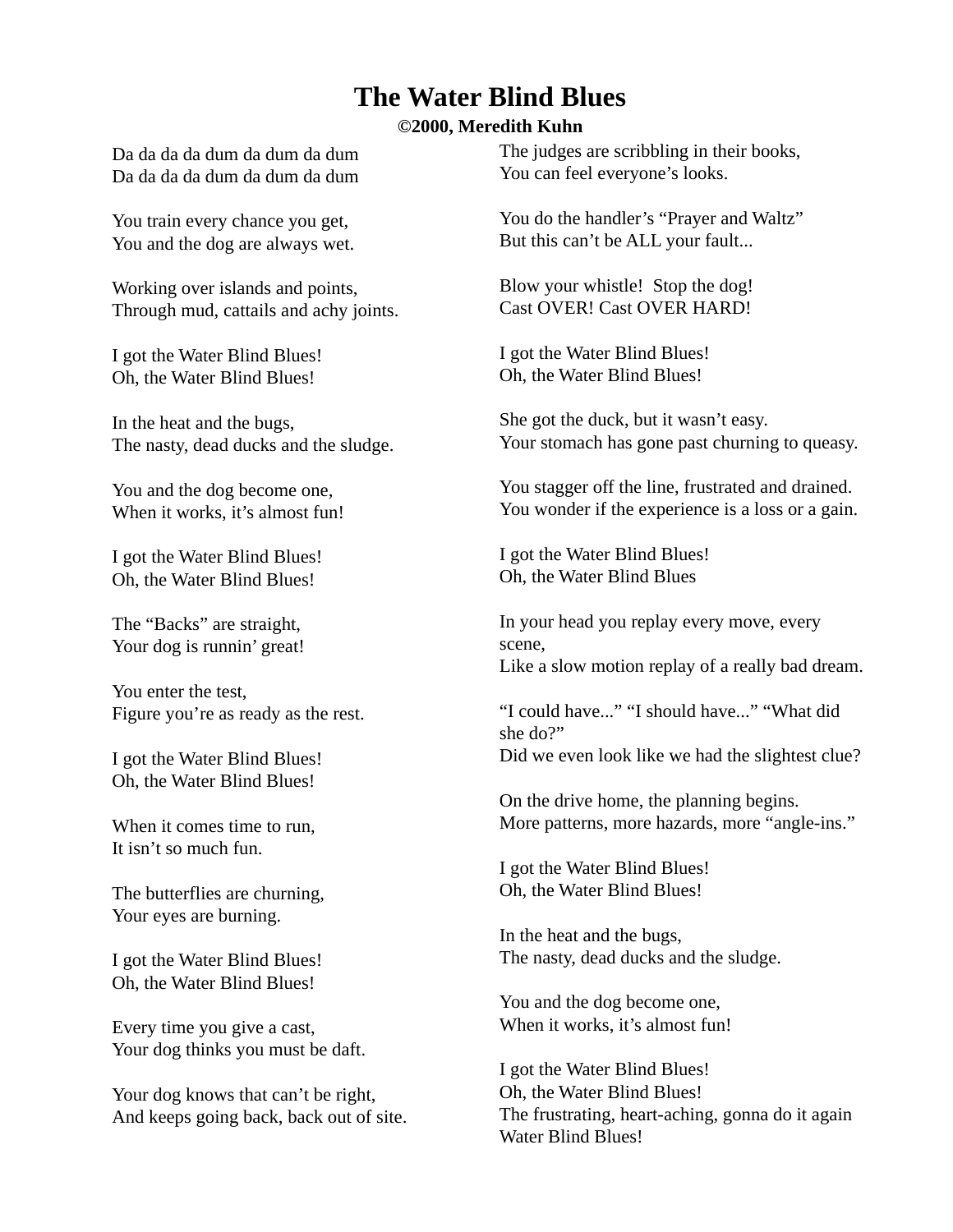# The Water Blind Blues

**©2000, Meredith Kuhn**

Da da da da dum da dum da dum
Da da da da dum da dum da dum

You train every chance you get,
You and the dog are always wet.

Working over islands and points,
Through mud, cattails and achy joints.

I got the Water Blind Blues!
Oh, the Water Blind Blues!

In the heat and the bugs,
The nasty, dead ducks and the sludge.

You and the dog become one,
When it works, it's almost fun!

I got the Water Blind Blues!
Oh, the Water Blind Blues!

The "Backs" are straight,
Your dog is runnin' great!

You enter the test,
Figure you're as ready as the rest.

I got the Water Blind Blues!
Oh, the Water Blind Blues!

When it comes time to run,
It isn't so much fun.

The butterflies are churning,
Your eyes are burning.

I got the Water Blind Blues!
Oh, the Water Blind Blues!

Every time you give a cast,
Your dog thinks you must be daft.

Your dog knows that can't be right,
And keeps going back, back out of site.

The judges are scribbling in their books,
You can feel everyone's looks.

You do the handler's "Prayer and Waltz"
But this can't be ALL your fault...

Blow your whistle! Stop the dog!
Cast OVER! Cast OVER HARD!

I got the Water Blind Blues!
Oh, the Water Blind Blues!

She got the duck, but it wasn't easy.
Your stomach has gone past churning to queasy.

You stagger off the line, frustrated and drained.
You wonder if the experience is a loss or a gain.

I got the Water Blind Blues!
Oh, the Water Blind Blues

In your head you replay every move, every scene,
Like a slow motion replay of a really bad dream.

"I could have..." "I should have..." "What did she do?"
Did we even look like we had the slightest clue?

On the drive home, the planning begins.
More patterns, more hazards, more "angle-ins."

I got the Water Blind Blues!
Oh, the Water Blind Blues!

In the heat and the bugs,
The nasty, dead ducks and the sludge.

You and the dog become one,
When it works, it's almost fun!

I got the Water Blind Blues!
Oh, the Water Blind Blues!
The frustrating, heart-aching, gonna do it again
Water Blind Blues!